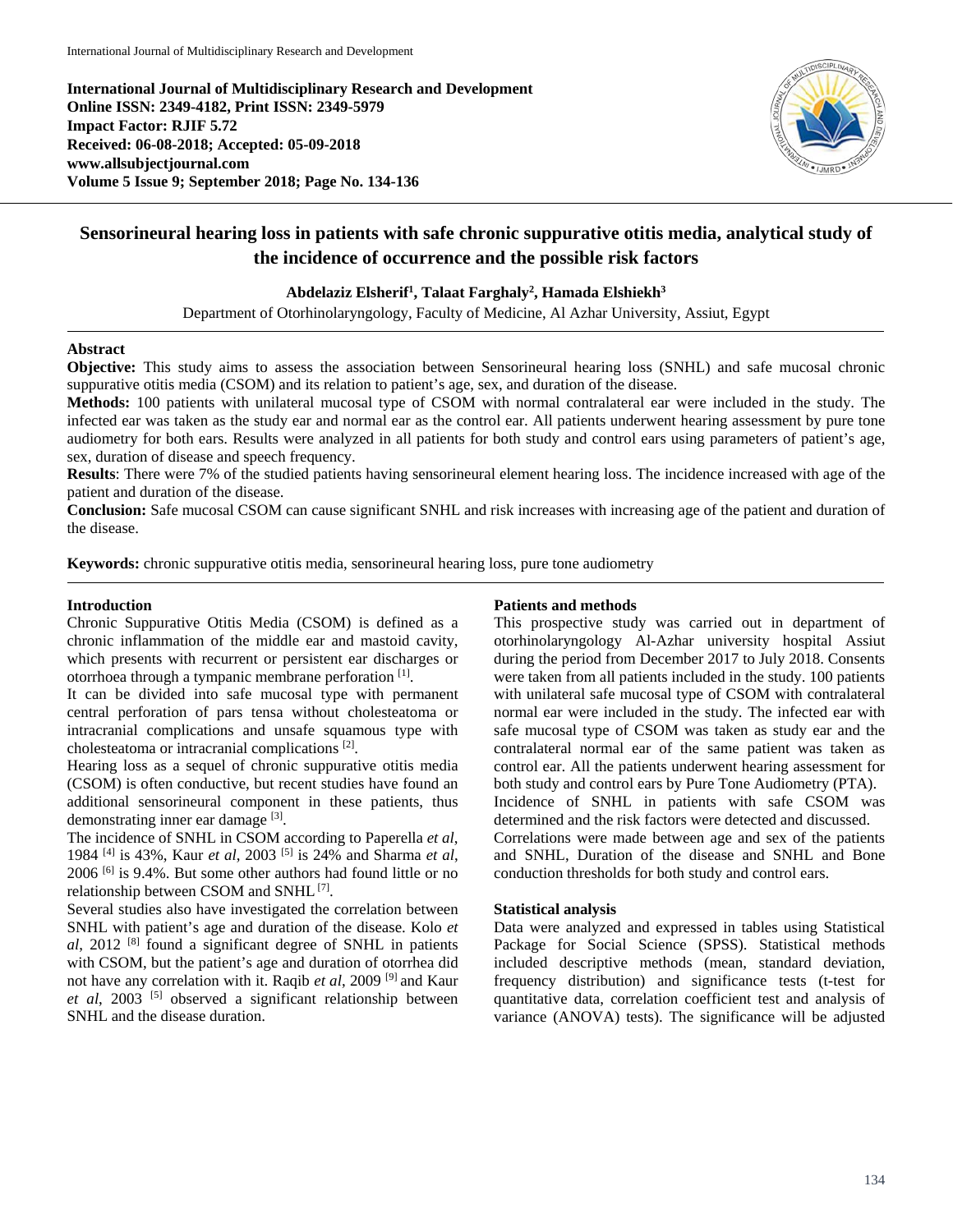**International Journal of Multidisciplinary Research and Development**
**Online ISSN: 2349-4182, Print ISSN: 2349-5979**
**Impact Factor: RJIF 5.72**
**Received: 06-08-2018; Accepted: 05-09-2018**
**www.allsubjectjournal.com**
**Volume 5 Issue 9; September 2018; Page No. 134-136**

# Sensorineural hearing loss in patients with safe chronic suppurative otitis media, analytical study of the incidence of occurrence and the possible risk factors

**Abdelaziz Elsherif[1], Talaat Farghaly[2], Hamada Elshiekh[3]**

Department of Otorhinolaryngology, Faculty of Medicine, Al Azhar University, Assiut, Egypt

## Abstract

**Objective:** This study aims to assess the association between Sensorineural hearing loss (SNHL) and safe mucosal chronic suppurative otitis media (CSOM) and its relation to patient's age, sex, and duration of the disease.

**Methods:** 100 patients with unilateral mucosal type of CSOM with normal contralateral ear were included in the study. The infected ear was taken as the study ear and normal ear as the control ear. All patients underwent hearing assessment by pure tone audiometry for both ears. Results were analyzed in all patients for both study and control ears using parameters of patient's age, sex, duration of disease and speech frequency.

**Results**: There were 7% of the studied patients having sensorineural element hearing loss. The incidence increased with age of the patient and duration of the disease.

**Conclusion:** Safe mucosal CSOM can cause significant SNHL and risk increases with increasing age of the patient and duration of the disease.

**Keywords:** chronic suppurative otitis media, sensorineural hearing loss, pure tone audiometry

## Introduction

Chronic Suppurative Otitis Media (CSOM) is defined as a chronic inflammation of the middle ear and mastoid cavity, which presents with recurrent or persistent ear discharges or otorrhoea through a tympanic membrane perforation [1].

It can be divided into safe mucosal type with permanent central perforation of pars tensa without cholesteatoma or intracranial complications and unsafe squamous type with cholesteatoma or intracranial complications [2].

Hearing loss as a sequel of chronic suppurative otitis media (CSOM) is often conductive, but recent studies have found an additional sensorineural component in these patients, thus demonstrating inner ear damage [3].

The incidence of SNHL in CSOM according to Paperella *et al*, 1984 [4] is 43%, Kaur *et al*, 2003 [5] is 24% and Sharma *et al*, 2006 [6] is 9.4%. But some other authors had found little or no relationship between CSOM and SNHL [7].

Several studies also have investigated the correlation between SNHL with patient's age and duration of the disease. Kolo *et al*, 2012 [8] found a significant degree of SNHL in patients with CSOM, but the patient's age and duration of otorrhea did not have any correlation with it. Raqib *et al*, 2009 [9] and Kaur *et al*, 2003 [5] observed a significant relationship between SNHL and the disease duration.

## Patients and methods

This prospective study was carried out in department of otorhinolaryngology Al-Azhar university hospital Assiut during the period from December 2017 to July 2018. Consents were taken from all patients included in the study. 100 patients with unilateral safe mucosal type of CSOM with contralateral normal ear were included in the study. The infected ear with safe mucosal type of CSOM was taken as study ear and the contralateral normal ear of the same patient was taken as control ear. All the patients underwent hearing assessment for both study and control ears by Pure Tone Audiometry (PTA).

Incidence of SNHL in patients with safe CSOM was determined and the risk factors were detected and discussed.

Correlations were made between age and sex of the patients and SNHL, Duration of the disease and SNHL and Bone conduction thresholds for both study and control ears.

## Statistical analysis

Data were analyzed and expressed in tables using Statistical Package for Social Science (SPSS). Statistical methods included descriptive methods (mean, standard deviation, frequency distribution) and significance tests (t-test for quantitative data, correlation coefficient test and analysis of variance (ANOVA) tests). The significance will be adjusted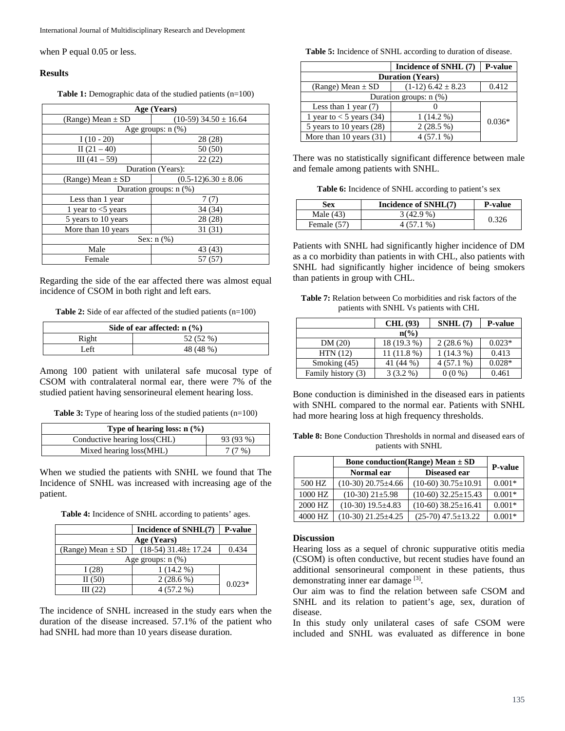when P equal 0.05 or less.

## Results

**Table 1:** Demographic data of the studied patients (n=100)

| Age (Years) | |
|---|---|
| (Range) Mean ± SD | (10-59) 34.50 ± 16.64 |
| Age groups: n (%) | |
| I (10 - 20) | 28 (28) |
| II (21 – 40) | 50 (50) |
| III (41 – 59) | 22 (22) |
| Duration (Years): | |
| (Range) Mean ± SD | (0.5-12)6.30 ± 8.06 |
| Duration groups: n (%) | |
| Less than 1 year | 7 (7) |
| 1 year to <5 years | 34 (34) |
| 5 years to 10 years | 28 (28) |
| More than 10 years | 31 (31) |
| Sex: n (%) | |
| Male | 43 (43) |
| Female | 57 (57) |

Regarding the side of the ear affected there was almost equal incidence of CSOM in both right and left ears.

**Table 2:** Side of ear affected of the studied patients (n=100)

| Side of ear affected: n (%) | |
|---|---|
| Right | 52 (52 %) |
| Left | 48 (48 %) |

Among 100 patient with unilateral safe mucosal type of CSOM with contralateral normal ear, there were 7% of the studied patient having sensorineural element hearing loss.

**Table 3:** Type of hearing loss of the studied patients (n=100)

| Type of hearing loss: n (%) | |
|---|---|
| Conductive hearing loss(CHL) | 93 (93 %) |
| Mixed hearing loss(MHL) | 7 (7 %) |

When we studied the patients with SNHL we found that The Incidence of SNHL was increased with increasing age of the patient.

**Table 4:** Incidence of SNHL according to patients' ages.

| | Incidence of SNHL(7) | P-value |
|---|---|---|
| Age (Years) | | |
| (Range) Mean ± SD | (18-54) 31.48± 17.24 | 0.434 |
| Age groups: n (%) | | |
| I (28) | 1 (14.2 %) | 0.023* |
| II (50) | 2 (28.6 %) | |
| III (22) | 4 (57.2 %) | |

The incidence of SNHL increased in the study ears when the duration of the disease increased. 57.1% of the patient who had SNHL had more than 10 years disease duration.

**Table 5:** Incidence of SNHL according to duration of disease.

| | Incidence of SNHL (7) | P-value |
|---|---|---|
| Duration (Years) | | |
| (Range) Mean ± SD | (1-12) 6.42 ± 8.23 | 0.412 |
| Duration groups: n (%) | | |
| Less than 1 year (7) | 0 | 0.036* |
| 1 year to < 5 years (34) | 1 (14.2 %) | |
| 5 years to 10 years (28) | 2 (28.5 %) | |
| More than 10 years (31) | 4 (57.1 %) | |

There was no statistically significant difference between male and female among patients with SNHL.

**Table 6:** Incidence of SNHL according to patient's sex

| Sex | Incidence of SNHL(7) | P-value |
|---|---|---|
| Male (43) | 3 (42.9 %) | 0.326 |
| Female (57) | 4 (57.1 %) | |

Patients with SNHL had significantly higher incidence of DM as a co morbidity than patients in with CHL, also patients with SNHL had significantly higher incidence of being smokers than patients in group with CHL.

**Table 7:** Relation between Co morbidities and risk factors of the patients with SNHL Vs patients with CHL

| | CHL (93) | SNHL (7) | P-value |
|---|---|---|---|
| | n(%) | | |
| DM (20) | 18 (19.3 %) | 2 (28.6 %) | 0.023* |
| HTN (12) | 11 (11.8 %) | 1 (14.3 %) | 0.413 |
| Smoking (45) | 41 (44 %) | 4 (57.1 %) | 0.028* |
| Family history (3) | 3 (3.2 %) | 0 (0 %) | 0.461 |

Bone conduction is diminished in the diseased ears in patients with SNHL compared to the normal ear. Patients with SNHL had more hearing loss at high frequency thresholds.

**Table 8:** Bone Conduction Thresholds in normal and diseased ears of patients with SNHL

| | Bone conduction(Range) Mean ± SD | | P-value |
|---|---|---|---|
| | Normal ear | Diseased ear | |
| 500 HZ | (10-30) 20.75±4.66 | (10-60) 30.75±10.91 | 0.001* |
| 1000 HZ | (10-30) 21±5.98 | (10-60) 32.25±15.43 | 0.001* |
| 2000 HZ | (10-30) 19.5±4.83 | (10-60) 38.25±16.41 | 0.001* |
| 4000 HZ | (10-30) 21.25±4.25 | (25-70) 47.5±13.22 | 0.001* |

## Discussion

Hearing loss as a sequel of chronic suppurative otitis media (CSOM) is often conductive, but recent studies have found an additional sensorineural component in these patients, thus demonstrating inner ear damage [3].

Our aim was to find the relation between safe CSOM and SNHL and its relation to patient's age, sex, duration of disease.

In this study only unilateral cases of safe CSOM were included and SNHL was evaluated as difference in bone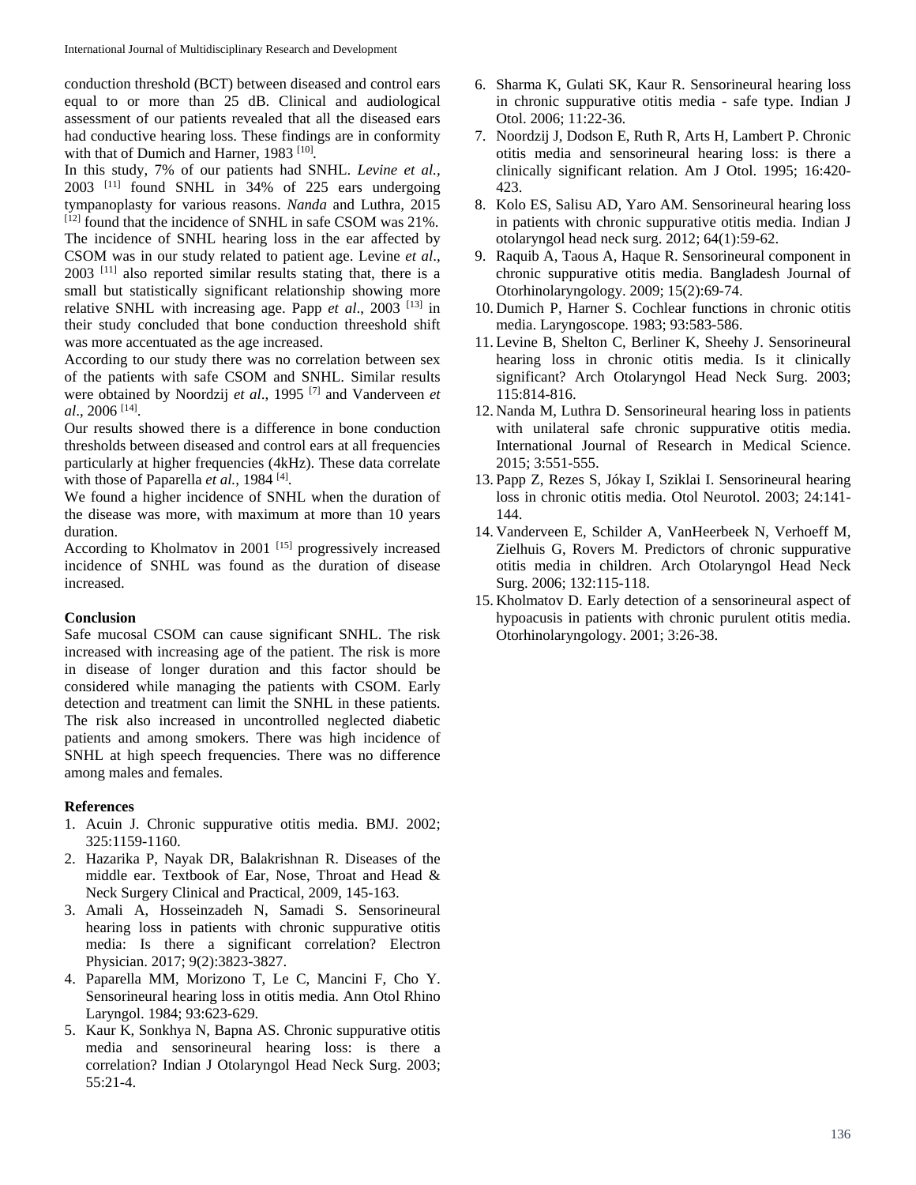conduction threshold (BCT) between diseased and control ears equal to or more than 25 dB. Clinical and audiological assessment of our patients revealed that all the diseased ears had conductive hearing loss. These findings are in conformity with that of Dumich and Harner, 1983 [10].

In this study, 7% of our patients had SNHL. *Levine et al.*, 2003 [11] found SNHL in 34% of 225 ears undergoing tympanoplasty for various reasons. *Nanda* and Luthra, 2015 [12] found that the incidence of SNHL in safe CSOM was 21%.

The incidence of SNHL hearing loss in the ear affected by CSOM was in our study related to patient age. Levine *et al*., 2003 [11] also reported similar results stating that, there is a small but statistically significant relationship showing more relative SNHL with increasing age. Papp *et al*., 2003 [13] in their study concluded that bone conduction threeshold shift was more accentuated as the age increased.

According to our study there was no correlation between sex of the patients with safe CSOM and SNHL. Similar results were obtained by Noordzij *et al*., 1995 [7] and Vanderveen *et al*., 2006 [14].

Our results showed there is a difference in bone conduction thresholds between diseased and control ears at all frequencies particularly at higher frequencies (4kHz). These data correlate with those of Paparella *et al.,* 1984 [4].

We found a higher incidence of SNHL when the duration of the disease was more, with maximum at more than 10 years duration.

According to Kholmatov in 2001 [15] progressively increased incidence of SNHL was found as the duration of disease increased.

**Conclusion**

Safe mucosal CSOM can cause significant SNHL. The risk increased with increasing age of the patient. The risk is more in disease of longer duration and this factor should be considered while managing the patients with CSOM. Early detection and treatment can limit the SNHL in these patients. The risk also increased in uncontrolled neglected diabetic patients and among smokers. There was high incidence of SNHL at high speech frequencies. There was no difference among males and females.

**References**

1. Acuin J. Chronic suppurative otitis media. BMJ. 2002; 325:1159-1160.
2. Hazarika P, Nayak DR, Balakrishnan R. Diseases of the middle ear. Textbook of Ear, Nose, Throat and Head & Neck Surgery Clinical and Practical, 2009, 145-163.
3. Amali A, Hosseinzadeh N, Samadi S. Sensorineural hearing loss in patients with chronic suppurative otitis media: Is there a significant correlation? Electron Physician. 2017; 9(2):3823-3827.
4. Paparella MM, Morizono T, Le C, Mancini F, Cho Y. Sensorineural hearing loss in otitis media. Ann Otol Rhino Laryngol. 1984; 93:623-629.
5. Kaur K, Sonkhya N, Bapna AS. Chronic suppurative otitis media and sensorineural hearing loss: is there a correlation? Indian J Otolaryngol Head Neck Surg. 2003; 55:21-4.
6. Sharma K, Gulati SK, Kaur R. Sensorineural hearing loss in chronic suppurative otitis media - safe type. Indian J Otol. 2006; 11:22-36.
7. Noordzij J, Dodson E, Ruth R, Arts H, Lambert P. Chronic otitis media and sensorineural hearing loss: is there a clinically significant relation. Am J Otol. 1995; 16:420-423.
8. Kolo ES, Salisu AD, Yaro AM. Sensorineural hearing loss in patients with chronic suppurative otitis media. Indian J otolaryngol head neck surg. 2012; 64(1):59-62.
9. Raquib A, Taous A, Haque R. Sensorineural component in chronic suppurative otitis media. Bangladesh Journal of Otorhinolaryngology. 2009; 15(2):69-74.
10. Dumich P, Harner S. Cochlear functions in chronic otitis media. Laryngoscope. 1983; 93:583-586.
11. Levine B, Shelton C, Berliner K, Sheehy J. Sensorineural hearing loss in chronic otitis media. Is it clinically significant? Arch Otolaryngol Head Neck Surg. 2003; 115:814-816.
12. Nanda M, Luthra D. Sensorineural hearing loss in patients with unilateral safe chronic suppurative otitis media. International Journal of Research in Medical Science. 2015; 3:551-555.
13. Papp Z, Rezes S, Jókay I, Sziklai I. Sensorineural hearing loss in chronic otitis media. Otol Neurotol. 2003; 24:141-144.
14. Vanderveen E, Schilder A, VanHeerbeek N, Verhoeff M, Zielhuis G, Rovers M. Predictors of chronic suppurative otitis media in children. Arch Otolaryngol Head Neck Surg. 2006; 132:115-118.
15. Kholmatov D. Early detection of a sensorineural aspect of hypoacusis in patients with chronic purulent otitis media. Otorhinolaryngology. 2001; 3:26-38.